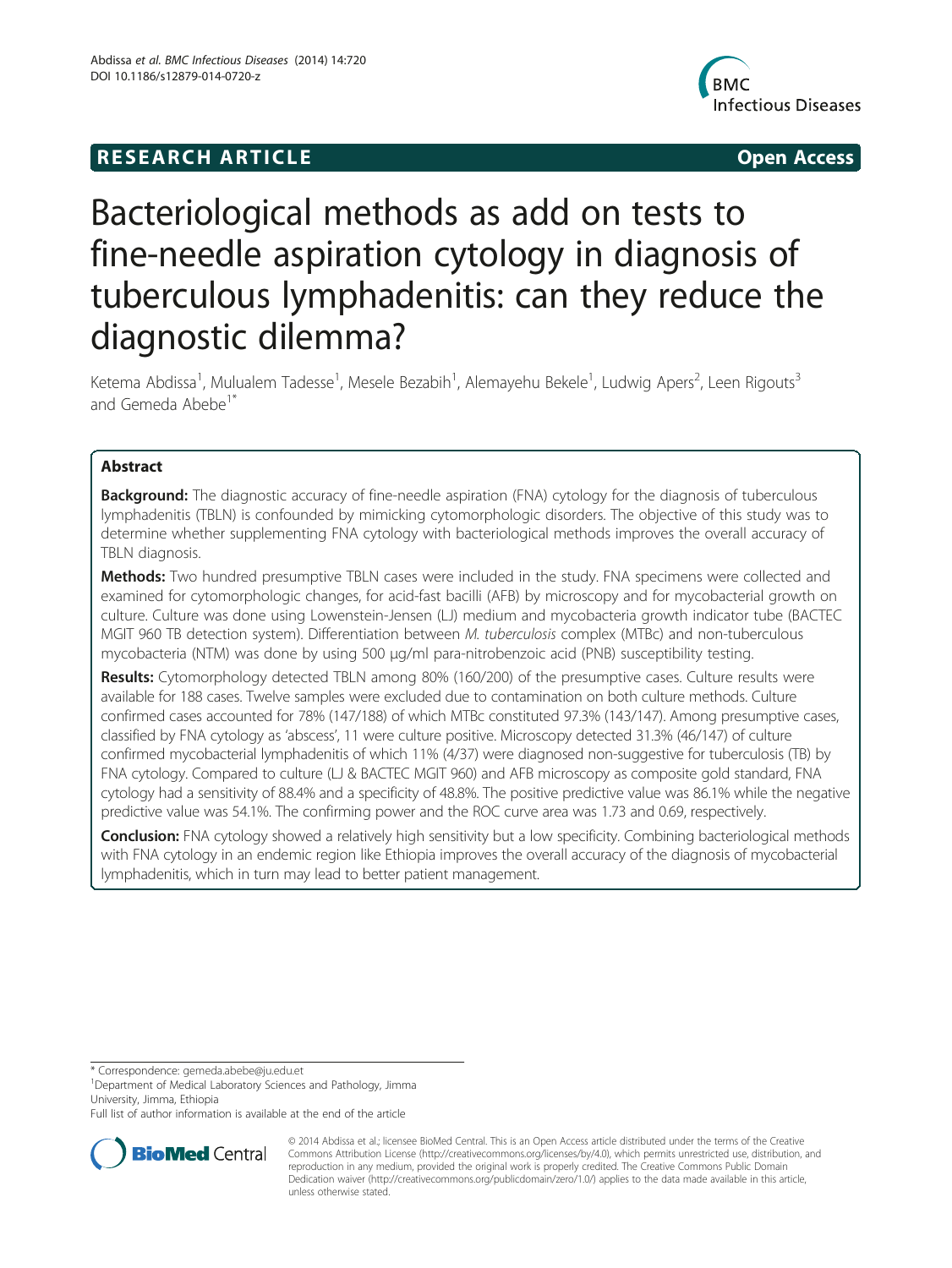**RESEARCH ARTICLE** **Open Access**

# Bacteriological methods as add on tests to fine-needle aspiration cytology in diagnosis of tuberculous lymphadenitis: can they reduce the diagnostic dilemma?

Ketema Abdissa[1], Mulualem Tadesse[1], Mesele Bezabih[1], Alemayehu Bekele[1], Ludwig Apers[2], Leen Rigouts[3] and Gemeda Abebe[1*]

## Abstract

**Background:** The diagnostic accuracy of fine-needle aspiration (FNA) cytology for the diagnosis of tuberculous lymphadenitis (TBLN) is confounded by mimicking cytomorphologic disorders. The objective of this study was to determine whether supplementing FNA cytology with bacteriological methods improves the overall accuracy of TBLN diagnosis.

**Methods:** Two hundred presumptive TBLN cases were included in the study. FNA specimens were collected and examined for cytomorphologic changes, for acid-fast bacilli (AFB) by microscopy and for mycobacterial growth on culture. Culture was done using Lowenstein-Jensen (LJ) medium and mycobacteria growth indicator tube (BACTEC MGIT 960 TB detection system). Differentiation between *M. tuberculosis* complex (MTBc) and non-tuberculous mycobacteria (NTM) was done by using 500 μg/ml para-nitrobenzoic acid (PNB) susceptibility testing.

**Results:** Cytomorphology detected TBLN among 80% (160/200) of the presumptive cases. Culture results were available for 188 cases. Twelve samples were excluded due to contamination on both culture methods. Culture confirmed cases accounted for 78% (147/188) of which MTBc constituted 97.3% (143/147). Among presumptive cases, classified by FNA cytology as 'abscess', 11 were culture positive. Microscopy detected 31.3% (46/147) of culture confirmed mycobacterial lymphadenitis of which 11% (4/37) were diagnosed non-suggestive for tuberculosis (TB) by FNA cytology. Compared to culture (LJ & BACTEC MGIT 960) and AFB microscopy as composite gold standard, FNA cytology had a sensitivity of 88.4% and a specificity of 48.8%. The positive predictive value was 86.1% while the negative predictive value was 54.1%. The confirming power and the ROC curve area was 1.73 and 0.69, respectively.

**Conclusion:** FNA cytology showed a relatively high sensitivity but a low specificity. Combining bacteriological methods with FNA cytology in an endemic region like Ethiopia improves the overall accuracy of the diagnosis of mycobacterial lymphadenitis, which in turn may lead to better patient management.

\* Correspondence: gemeda.abebe@ju.edu.et
[1]Department of Medical Laboratory Sciences and Pathology, Jimma University, Jimma, Ethiopia
Full list of author information is available at the end of the article

© 2014 Abdissa et al.; licensee BioMed Central. This is an Open Access article distributed under the terms of the Creative Commons Attribution License (http://creativecommons.org/licenses/by/4.0), which permits unrestricted use, distribution, and reproduction in any medium, provided the original work is properly credited. The Creative Commons Public Domain Dedication waiver (http://creativecommons.org/publicdomain/zero/1.0/) applies to the data made available in this article, unless otherwise stated.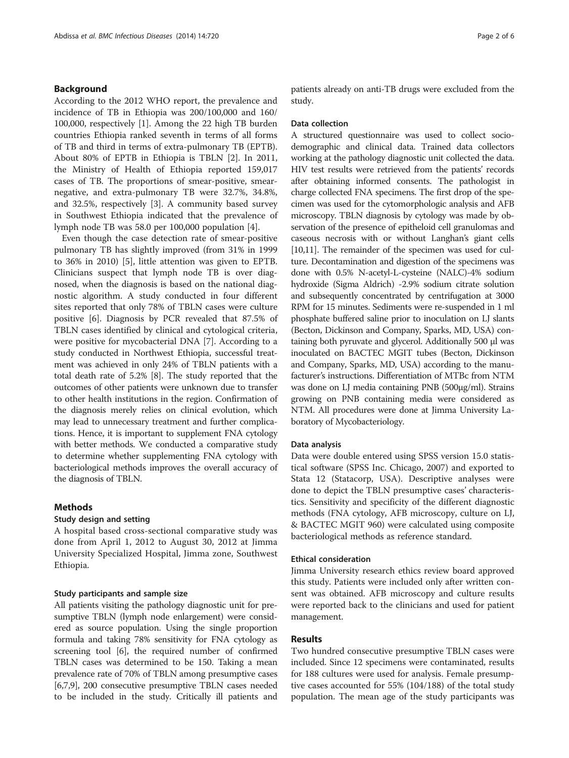## Background

According to the 2012 WHO report, the prevalence and incidence of TB in Ethiopia was 200/100,000 and 160/100,000, respectively [1]. Among the 22 high TB burden countries Ethiopia ranked seventh in terms of all forms of TB and third in terms of extra-pulmonary TB (EPTB). About 80% of EPTB in Ethiopia is TBLN [2]. In 2011, the Ministry of Health of Ethiopia reported 159,017 cases of TB. The proportions of smear-positive, smear-negative, and extra-pulmonary TB were 32.7%, 34.8%, and 32.5%, respectively [3]. A community based survey in Southwest Ethiopia indicated that the prevalence of lymph node TB was 58.0 per 100,000 population [4].

Even though the case detection rate of smear-positive pulmonary TB has slightly improved (from 31% in 1999 to 36% in 2010) [5], little attention was given to EPTB. Clinicians suspect that lymph node TB is over diagnosed, when the diagnosis is based on the national diagnostic algorithm. A study conducted in four different sites reported that only 78% of TBLN cases were culture positive [6]. Diagnosis by PCR revealed that 87.5% of TBLN cases identified by clinical and cytological criteria, were positive for mycobacterial DNA [7]. According to a study conducted in Northwest Ethiopia, successful treatment was achieved in only 24% of TBLN patients with a total death rate of 5.2% [8]. The study reported that the outcomes of other patients were unknown due to transfer to other health institutions in the region. Confirmation of the diagnosis merely relies on clinical evolution, which may lead to unnecessary treatment and further complications. Hence, it is important to supplement FNA cytology with better methods. We conducted a comparative study to determine whether supplementing FNA cytology with bacteriological methods improves the overall accuracy of the diagnosis of TBLN.

## Methods

### Study design and setting

A hospital based cross-sectional comparative study was done from April 1, 2012 to August 30, 2012 at Jimma University Specialized Hospital, Jimma zone, Southwest Ethiopia.

#### Study participants and sample size

All patients visiting the pathology diagnostic unit for presumptive TBLN (lymph node enlargement) were considered as source population. Using the single proportion formula and taking 78% sensitivity for FNA cytology as screening tool [6], the required number of confirmed TBLN cases was determined to be 150. Taking a mean prevalence rate of 70% of TBLN among presumptive cases [6,7,9], 200 consecutive presumptive TBLN cases needed to be included in the study. Critically ill patients and patients already on anti-TB drugs were excluded from the study.

#### Data collection

A structured questionnaire was used to collect socio-demographic and clinical data. Trained data collectors working at the pathology diagnostic unit collected the data. HIV test results were retrieved from the patients' records after obtaining informed consents. The pathologist in charge collected FNA specimens. The first drop of the specimen was used for the cytomorphologic analysis and AFB microscopy. TBLN diagnosis by cytology was made by observation of the presence of epitheloid cell granulomas and caseous necrosis with or without Langhan's giant cells [10,11]. The remainder of the specimen was used for culture. Decontamination and digestion of the specimens was done with 0.5% N-acetyl-L-cysteine (NALC)-4% sodium hydroxide (Sigma Aldrich) -2.9% sodium citrate solution and subsequently concentrated by centrifugation at 3000 RPM for 15 minutes. Sediments were re-suspended in 1 ml phosphate buffered saline prior to inoculation on LJ slants (Becton, Dickinson and Company, Sparks, MD, USA) containing both pyruvate and glycerol. Additionally 500 μl was inoculated on BACTEC MGIT tubes (Becton, Dickinson and Company, Sparks, MD, USA) according to the manufacturer's instructions. Differentiation of MTBc from NTM was done on LJ media containing PNB (500μg/ml). Strains growing on PNB containing media were considered as NTM. All procedures were done at Jimma University Laboratory of Mycobacteriology.

#### Data analysis

Data were double entered using SPSS version 15.0 statistical software (SPSS Inc. Chicago, 2007) and exported to Stata 12 (Statacorp, USA). Descriptive analyses were done to depict the TBLN presumptive cases' characteristics. Sensitivity and specificity of the different diagnostic methods (FNA cytology, AFB microscopy, culture on LJ, & BACTEC MGIT 960) were calculated using composite bacteriological methods as reference standard.

#### Ethical consideration

Jimma University research ethics review board approved this study. Patients were included only after written consent was obtained. AFB microscopy and culture results were reported back to the clinicians and used for patient management.

## Results

Two hundred consecutive presumptive TBLN cases were included. Since 12 specimens were contaminated, results for 188 cultures were used for analysis. Female presumptive cases accounted for 55% (104/188) of the total study population. The mean age of the study participants was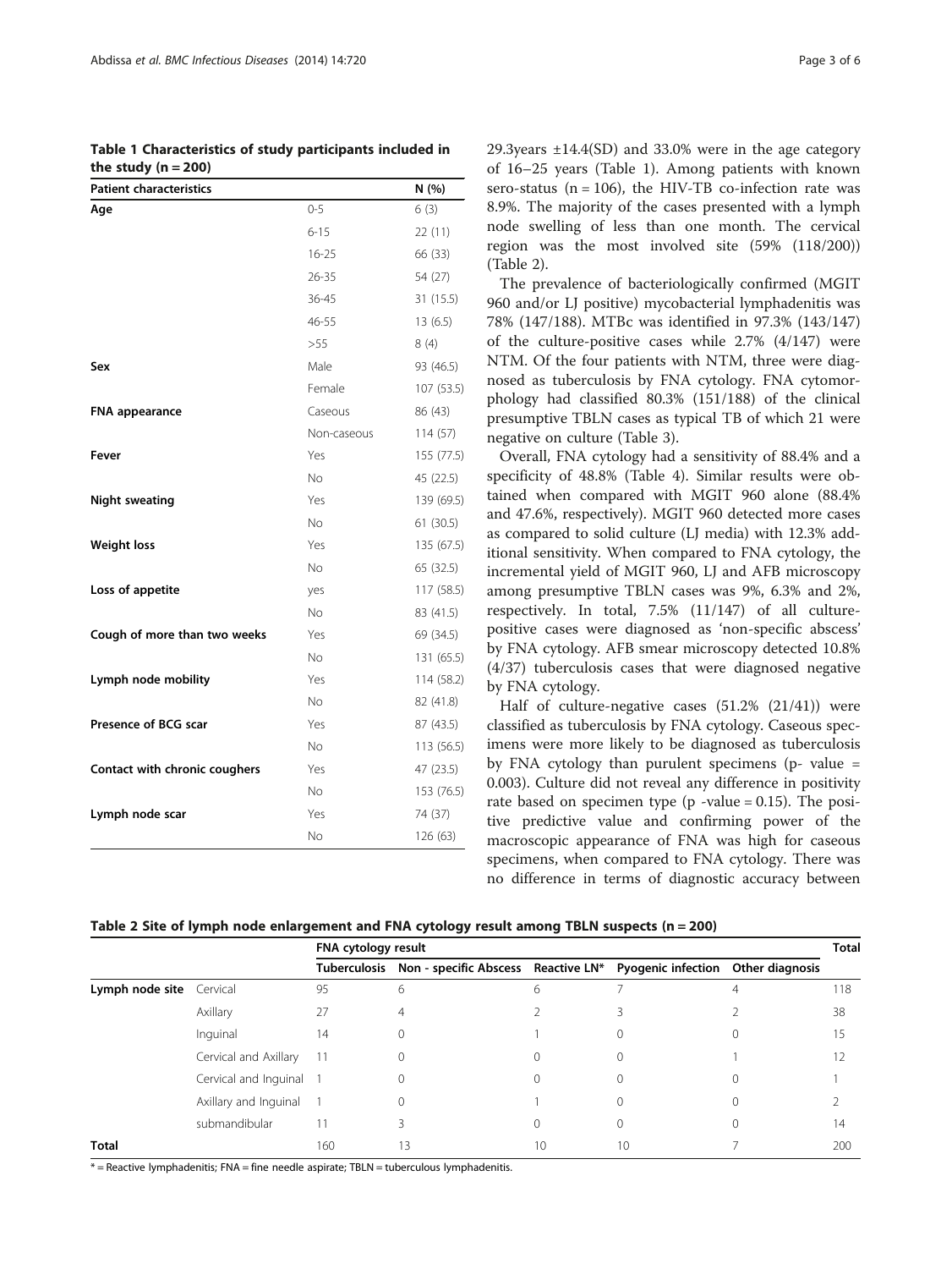**Table 1 Characteristics of study participants included in the study (n = 200)**

| Patient characteristics | | N (%) |
|---|---|---|
| **Age** | 0-5 | 6 (3) |
| | 6-15 | 22 (11) |
| | 16-25 | 66 (33) |
| | 26-35 | 54 (27) |
| | 36-45 | 31 (15.5) |
| | 46-55 | 13 (6.5) |
| | >55 | 8 (4) |
| **Sex** | Male | 93 (46.5) |
| | Female | 107 (53.5) |
| **FNA appearance** | Caseous | 86 (43) |
| | Non-caseous | 114 (57) |
| **Fever** | Yes | 155 (77.5) |
| | No | 45 (22.5) |
| **Night sweating** | Yes | 139 (69.5) |
| | No | 61 (30.5) |
| **Weight loss** | Yes | 135 (67.5) |
| | No | 65 (32.5) |
| **Loss of appetite** | yes | 117 (58.5) |
| | No | 83 (41.5) |
| **Cough of more than two weeks** | Yes | 69 (34.5) |
| | No | 131 (65.5) |
| **Lymph node mobility** | Yes | 114 (58.2) |
| | No | 82 (41.8) |
| **Presence of BCG scar** | Yes | 87 (43.5) |
| | No | 113 (56.5) |
| **Contact with chronic coughers** | Yes | 47 (23.5) |
| | No | 153 (76.5) |
| **Lymph node scar** | Yes | 74 (37) |
| | No | 126 (63) |

29.3years ±14.4(SD) and 33.0% were in the age category of 16–25 years (Table 1). Among patients with known sero-status (n = 106), the HIV-TB co-infection rate was 8.9%. The majority of the cases presented with a lymph node swelling of less than one month. The cervical region was the most involved site (59% (118/200)) (Table 2).

The prevalence of bacteriologically confirmed (MGIT 960 and/or LJ positive) mycobacterial lymphadenitis was 78% (147/188). MTBc was identified in 97.3% (143/147) of the culture-positive cases while 2.7% (4/147) were NTM. Of the four patients with NTM, three were diagnosed as tuberculosis by FNA cytology. FNA cytomorphology had classified 80.3% (151/188) of the clinical presumptive TBLN cases as typical TB of which 21 were negative on culture (Table 3).

Overall, FNA cytology had a sensitivity of 88.4% and a specificity of 48.8% (Table 4). Similar results were obtained when compared with MGIT 960 alone (88.4% and 47.6%, respectively). MGIT 960 detected more cases as compared to solid culture (LJ media) with 12.3% additional sensitivity. When compared to FNA cytology, the incremental yield of MGIT 960, LJ and AFB microscopy among presumptive TBLN cases was 9%, 6.3% and 2%, respectively. In total, 7.5% (11/147) of all culture-positive cases were diagnosed as 'non-specific abscess' by FNA cytology. AFB smear microscopy detected 10.8% (4/37) tuberculosis cases that were diagnosed negative by FNA cytology.

Half of culture-negative cases (51.2% (21/41)) were classified as tuberculosis by FNA cytology. Caseous specimens were more likely to be diagnosed as tuberculosis by FNA cytology than purulent specimens (p- value = 0.003). Culture did not reveal any difference in positivity rate based on specimen type (p -value = 0.15). The positive predictive value and confirming power of the macroscopic appearance of FNA was high for caseous specimens, when compared to FNA cytology. There was no difference in terms of diagnostic accuracy between

**Table 2 Site of lymph node enlargement and FNA cytology result among TBLN suspects (n = 200)**

| | | FNA cytology result | | | | | Total |
|---|---|---|---|---|---|---|---|
| | | Tuberculosis | Non - specific Abscess | Reactive LN* | Pyogenic infection | Other diagnosis | |
| **Lymph node site** | Cervical | 95 | 6 | 6 | 7 | 4 | 118 |
| | Axillary | 27 | 4 | 2 | 3 | 2 | 38 |
| | Inguinal | 14 | 0 | 1 | 0 | 0 | 15 |
| | Cervical and Axillary | 11 | 0 | 0 | 0 | 1 | 12 |
| | Cervical and Inguinal | 1 | 0 | 0 | 0 | 0 | 1 |
| | Axillary and Inguinal | 1 | 0 | 1 | 0 | 0 | 2 |
| | submandibular | 11 | 3 | 0 | 0 | 0 | 14 |
| **Total** | | 160 | 13 | 10 | 10 | 7 | 200 |

* = Reactive lymphadenitis; FNA = fine needle aspirate; TBLN = tuberculous lymphadenitis.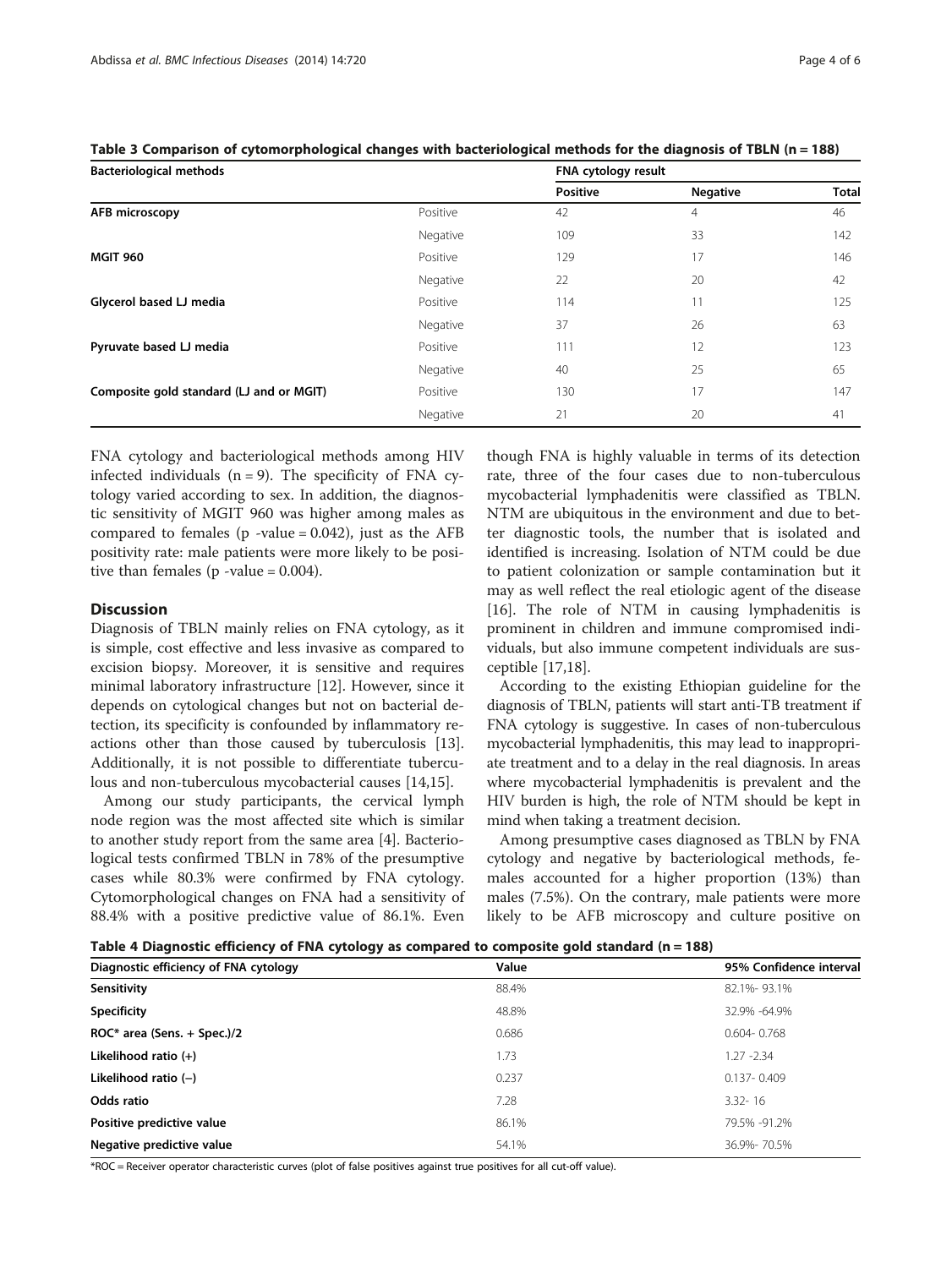**Table 3 Comparison of cytomorphological changes with bacteriological methods for the diagnosis of TBLN (n = 188)**

| Bacteriological methods | | FNA cytology result | | |
|---|---|---|---|---|
| | | Positive | Negative | Total |
| **AFB microscopy** | Positive | 42 | 4 | 46 |
| | Negative | 109 | 33 | 142 |
| **MGIT 960** | Positive | 129 | 17 | 146 |
| | Negative | 22 | 20 | 42 |
| **Glycerol based LJ media** | Positive | 114 | 11 | 125 |
| | Negative | 37 | 26 | 63 |
| **Pyruvate based LJ media** | Positive | 111 | 12 | 123 |
| | Negative | 40 | 25 | 65 |
| **Composite gold standard (LJ and or MGIT)** | Positive | 130 | 17 | 147 |
| | Negative | 21 | 20 | 41 |

FNA cytology and bacteriological methods among HIV infected individuals (n = 9). The specificity of FNA cytology varied according to sex. In addition, the diagnostic sensitivity of MGIT 960 was higher among males as compared to females (p -value = 0.042), just as the AFB positivity rate: male patients were more likely to be positive than females (p -value = 0.004).

## Discussion

Diagnosis of TBLN mainly relies on FNA cytology, as it is simple, cost effective and less invasive as compared to excision biopsy. Moreover, it is sensitive and requires minimal laboratory infrastructure [12]. However, since it depends on cytological changes but not on bacterial detection, its specificity is confounded by inflammatory reactions other than those caused by tuberculosis [13]. Additionally, it is not possible to differentiate tuberculous and non-tuberculous mycobacterial causes [14,15].

Among our study participants, the cervical lymph node region was the most affected site which is similar to another study report from the same area [4]. Bacteriological tests confirmed TBLN in 78% of the presumptive cases while 80.3% were confirmed by FNA cytology. Cytomorphological changes on FNA had a sensitivity of 88.4% with a positive predictive value of 86.1%. Even though FNA is highly valuable in terms of its detection rate, three of the four cases due to non-tuberculous mycobacterial lymphadenitis were classified as TBLN. NTM are ubiquitous in the environment and due to better diagnostic tools, the number that is isolated and identified is increasing. Isolation of NTM could be due to patient colonization or sample contamination but it may as well reflect the real etiologic agent of the disease [16]. The role of NTM in causing lymphadenitis is prominent in children and immune compromised individuals, but also immune competent individuals are susceptible [17,18].

According to the existing Ethiopian guideline for the diagnosis of TBLN, patients will start anti-TB treatment if FNA cytology is suggestive. In cases of non-tuberculous mycobacterial lymphadenitis, this may lead to inappropriate treatment and to a delay in the real diagnosis. In areas where mycobacterial lymphadenitis is prevalent and the HIV burden is high, the role of NTM should be kept in mind when taking a treatment decision.

Among presumptive cases diagnosed as TBLN by FNA cytology and negative by bacteriological methods, females accounted for a higher proportion (13%) than males (7.5%). On the contrary, male patients were more likely to be AFB microscopy and culture positive on

**Table 4 Diagnostic efficiency of FNA cytology as compared to composite gold standard (n = 188)**

| Diagnostic efficiency of FNA cytology | Value | 95% Confidence interval |
|---|---|---|
| **Sensitivity** | 88.4% | 82.1%- 93.1% |
| **Specificity** | 48.8% | 32.9% -64.9% |
| **ROC* area (Sens. + Spec.)/2** | 0.686 | 0.604- 0.768 |
| **Likelihood ratio (+)** | 1.73 | 1.27 -2.34 |
| **Likelihood ratio (−)** | 0.237 | 0.137- 0.409 |
| **Odds ratio** | 7.28 | 3.32- 16 |
| **Positive predictive value** | 86.1% | 79.5% -91.2% |
| **Negative predictive value** | 54.1% | 36.9%- 70.5% |

*ROC = Receiver operator characteristic curves (plot of false positives against true positives for all cut-off value).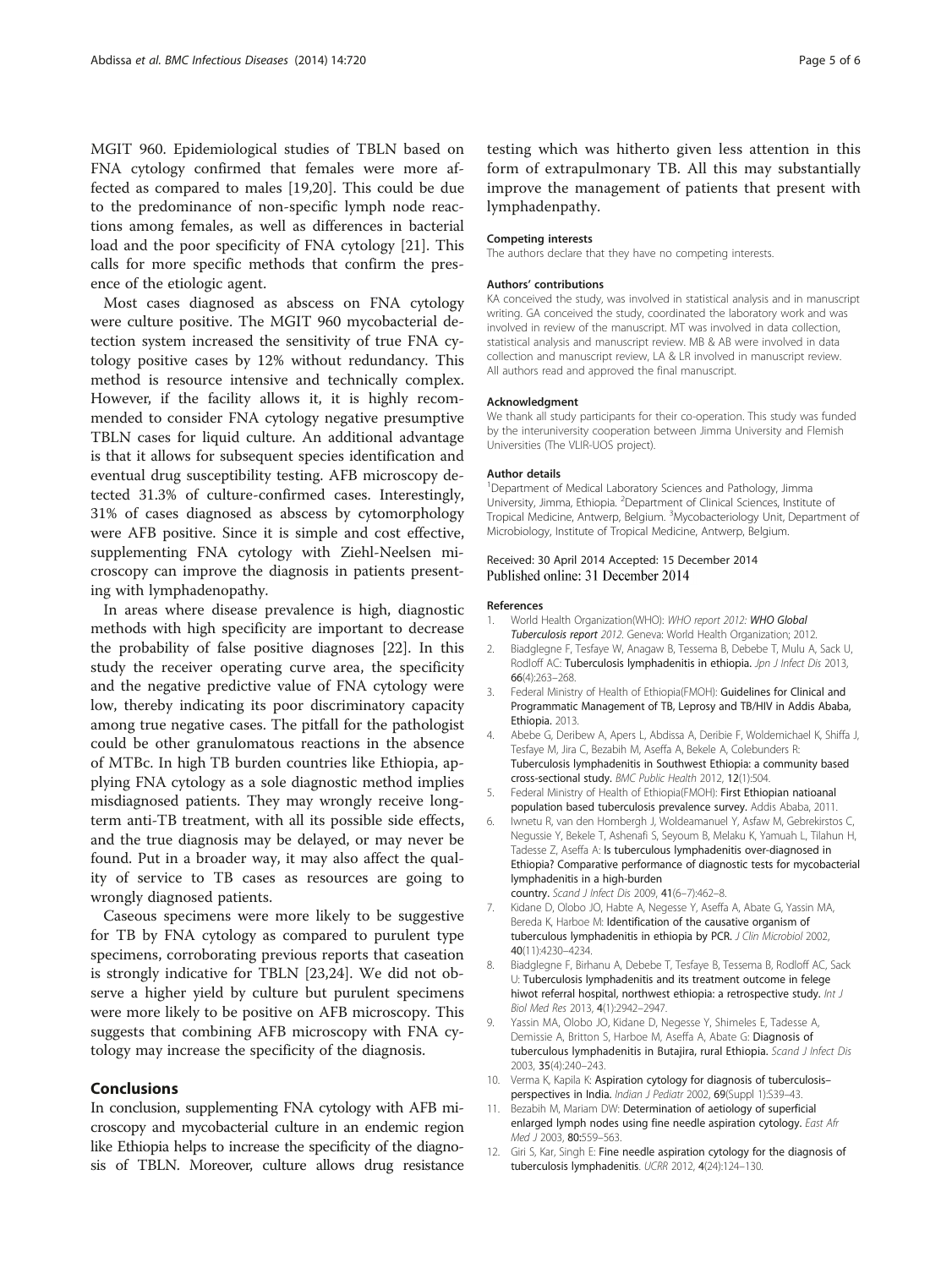MGIT 960. Epidemiological studies of TBLN based on FNA cytology confirmed that females were more affected as compared to males [19,20]. This could be due to the predominance of non-specific lymph node reactions among females, as well as differences in bacterial load and the poor specificity of FNA cytology [21]. This calls for more specific methods that confirm the presence of the etiologic agent.

Most cases diagnosed as abscess on FNA cytology were culture positive. The MGIT 960 mycobacterial detection system increased the sensitivity of true FNA cytology positive cases by 12% without redundancy. This method is resource intensive and technically complex. However, if the facility allows it, it is highly recommended to consider FNA cytology negative presumptive TBLN cases for liquid culture. An additional advantage is that it allows for subsequent species identification and eventual drug susceptibility testing. AFB microscopy detected 31.3% of culture-confirmed cases. Interestingly, 31% of cases diagnosed as abscess by cytomorphology were AFB positive. Since it is simple and cost effective, supplementing FNA cytology with Ziehl-Neelsen microscopy can improve the diagnosis in patients presenting with lymphadenopathy.

In areas where disease prevalence is high, diagnostic methods with high specificity are important to decrease the probability of false positive diagnoses [22]. In this study the receiver operating curve area, the specificity and the negative predictive value of FNA cytology were low, thereby indicating its poor discriminatory capacity among true negative cases. The pitfall for the pathologist could be other granulomatous reactions in the absence of MTBc. In high TB burden countries like Ethiopia, applying FNA cytology as a sole diagnostic method implies misdiagnosed patients. They may wrongly receive long-term anti-TB treatment, with all its possible side effects, and the true diagnosis may be delayed, or may never be found. Put in a broader way, it may also affect the quality of service to TB cases as resources are going to wrongly diagnosed patients.

Caseous specimens were more likely to be suggestive for TB by FNA cytology as compared to purulent type specimens, corroborating previous reports that caseation is strongly indicative for TBLN [23,24]. We did not observe a higher yield by culture but purulent specimens were more likely to be positive on AFB microscopy. This suggests that combining AFB microscopy with FNA cytology may increase the specificity of the diagnosis.

## Conclusions

In conclusion, supplementing FNA cytology with AFB microscopy and mycobacterial culture in an endemic region like Ethiopia helps to increase the specificity of the diagnosis of TBLN. Moreover, culture allows drug resistance testing which was hitherto given less attention in this form of extrapulmonary TB. All this may substantially improve the management of patients that present with lymphadenpathy.

#### Competing interests

The authors declare that they have no competing interests.

#### Authors' contributions

KA conceived the study, was involved in statistical analysis and in manuscript writing. GA conceived the study, coordinated the laboratory work and was involved in review of the manuscript. MT was involved in data collection, statistical analysis and manuscript review. MB & AB were involved in data collection and manuscript review, LA & LR involved in manuscript review. All authors read and approved the final manuscript.

#### Acknowledgment

We thank all study participants for their co-operation. This study was funded by the interuniversity cooperation between Jimma University and Flemish Universities (The VLIR-UOS project).

#### Author details

[1]Department of Medical Laboratory Sciences and Pathology, Jimma University, Jimma, Ethiopia. [2]Department of Clinical Sciences, Institute of Tropical Medicine, Antwerp, Belgium. [3]Mycobacteriology Unit, Department of Microbiology, Institute of Tropical Medicine, Antwerp, Belgium.

Received: 30 April 2014 Accepted: 15 December 2014
Published online: 31 December 2014

#### References

1. World Health Organization(WHO): *WHO report 2012:* ***WHO Global Tuberculosis report*** *2012*. Geneva: World Health Organization; 2012.
2. Biadglegne F, Tesfaye W, Anagaw B, Tessema B, Debebe T, Mulu A, Sack U, Rodloff AC: **Tuberculosis lymphadenitis in ethiopia.** *Jpn J Infect Dis* 2013, **66**(4):263–268.
3. Federal Ministry of Health of Ethiopia(FMOH): **Guidelines for Clinical and Programmatic Management of TB, Leprosy and TB/HIV in Addis Ababa, Ethiopia.** 2013.
4. Abebe G, Deribew A, Apers L, Abdissa A, Deribie F, Woldemichael K, Shiffa J, Tesfaye M, Jira C, Bezabih M, Aseffa A, Bekele A, Colebunders R: **Tuberculosis lymphadenitis in Southwest Ethiopia: a community based cross-sectional study.** *BMC Public Health* 2012, **12**(1):504.
5. Federal Ministry of Health of Ethiopia(FMOH): **First Ethiopian natioanal population based tuberculosis prevalence survey.** Addis Ababa, 2011.
6. Iwnetu R, van den Hombergh J, Woldeamanuel Y, Asfaw M, Gebrekirstos C, Negussie Y, Bekele T, Ashenafi S, Seyoum B, Melaku K, Yamuah L, Tilahun H, Tadesse Z, Aseffa A: **Is tuberculous lymphadenitis over-diagnosed in Ethiopia? Comparative performance of diagnostic tests for mycobacterial lymphadenitis in a high-burden country.** *Scand J Infect Dis* 2009, **41**(6–7):462–8.
7. Kidane D, Olobo JO, Habte A, Negesse Y, Aseffa A, Abate G, Yassin MA, Bereda K, Harboe M: **Identification of the causative organism of tuberculous lymphadenitis in ethiopia by PCR.** *J Clin Microbiol* 2002, **40**(11):4230–4234.
8. Biadglegne F, Birhanu A, Debebe T, Tesfaye B, Tessema B, Rodloff AC, Sack U: **Tuberculosis lymphadenitis and its treatment outcome in felege hiwot referral hospital, northwest ethiopia: a retrospective study.** *Int J Biol Med Res* 2013, **4**(1):2942–2947.
9. Yassin MA, Olobo JO, Kidane D, Negesse Y, Shimeles E, Tadesse A, Demissie A, Britton S, Harboe M, Aseffa A, Abate G: **Diagnosis of tuberculous lymphadenitis in Butajira, rural Ethiopia.** *Scand J Infect Dis* 2003, **35**(4):240–243.
10. Verma K, Kapila K: **Aspiration cytology for diagnosis of tuberculosis–perspectives in India.** *Indian J Pediatr* 2002, **69**(Suppl 1):S39–43.
11. Bezabih M, Mariam DW: **Determination of aetiology of superficial enlarged lymph nodes using fine needle aspiration cytology.** *East Afr Med J* 2003, **80**:559–563.
12. Giri S, Kar, Singh E: **Fine needle aspiration cytology for the diagnosis of tuberculosis lymphadenitis.** *UCRR* 2012, **4**(24):124–130.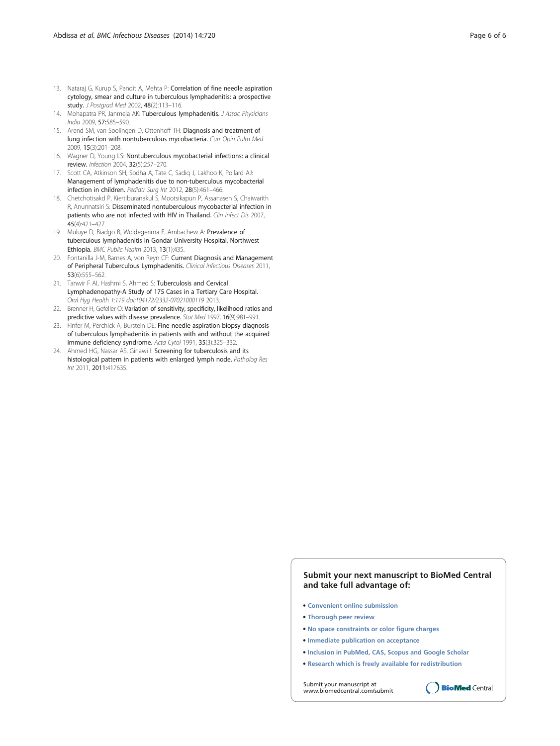13. Nataraj G, Kurup S, Pandit A, Mehta P: **Correlation of fine needle aspiration cytology, smear and culture in tuberculous lymphadenitis: a prospective study.** *J Postgrad Med* 2002, **48**(2):113–116.
14. Mohapatra PR, Janmeja AK: **Tuberculous lymphadenitis.** *J Assoc Physicians India* 2009, **57**:585–590.
15. Arend SM, van Soolingen D, Ottenhoff TH: **Diagnosis and treatment of lung infection with nontuberculous mycobacteria.** *Curr Opin Pulm Med* 2009, **15**(3):201–208.
16. Wagner D, Young LS: **Nontuberculous mycobacterial infections: a clinical review.** *Infection* 2004, **32**(5):257–270.
17. Scott CA, Atkinson SH, Sodha A, Tate C, Sadiq J, Lakhoo K, Pollard AJ: **Management of lymphadenitis due to non-tuberculous mycobacterial infection in children.** *Pediatr Surg Int* 2012, **28**(5):461–466.
18. Chetchotisakd P, Kiertiburanakul S, Mootsikapun P, Assanasen S, Chaiwarith R, Anunnatsiri S: **Disseminated nontuberculous mycobacterial infection in patients who are not infected with HIV in Thailand.** *Clin Infect Dis* 2007, **45**(4):421–427.
19. Muluye D, Biadgo B, Woldegerima E, Ambachew A: **Prevalence of tuberculous lymphadenitis in Gondar University Hospital, Northwest Ethiopia.** *BMC Public Health* 2013, **13**(1):435.
20. Fontanilla J-M, Barnes A, von Reyn CF: **Current Diagnosis and Management of Peripheral Tuberculous Lymphadenitis.** *Clinical Infectious Diseases* 2011, **53**(6):555–562.
21. Tanwir F Al, Hashmi S, Ahmed S: **Tuberculosis and Cervical Lymphadenopathy-A Study of 175 Cases in a Tertiary Care Hospital.** *Oral Hyg Health 1:119 doi:104172/2332-07021000119* 2013.
22. Brenner H, Gefeller O: **Variation of sensitivity, specificity, likelihood ratios and predictive values with disease prevalence.** *Stat Med* 1997, **16**(9):981–991.
23. Finfer M, Perchick A, Burstein DE: **Fine needle aspiration biopsy diagnosis of tuberculous lymphadenitis in patients with and without the acquired immune deficiency syndrome.** *Acta Cytol* 1991, **35**(3):325–332.
24. Ahmed HG, Nassar AS, Ginawi I: **Screening for tuberculosis and its histological pattern in patients with enlarged lymph node.** *Patholog Res Int* 2011, **2011**:417635.

**Submit your next manuscript to BioMed Central and take full advantage of:**

- **Convenient online submission**
- **Thorough peer review**
- **No space constraints or color figure charges**
- **Immediate publication on acceptance**
- **Inclusion in PubMed, CAS, Scopus and Google Scholar**
- **Research which is freely available for redistribution**

Submit your manuscript at
www.biomedcentral.com/submit

BioMed Central